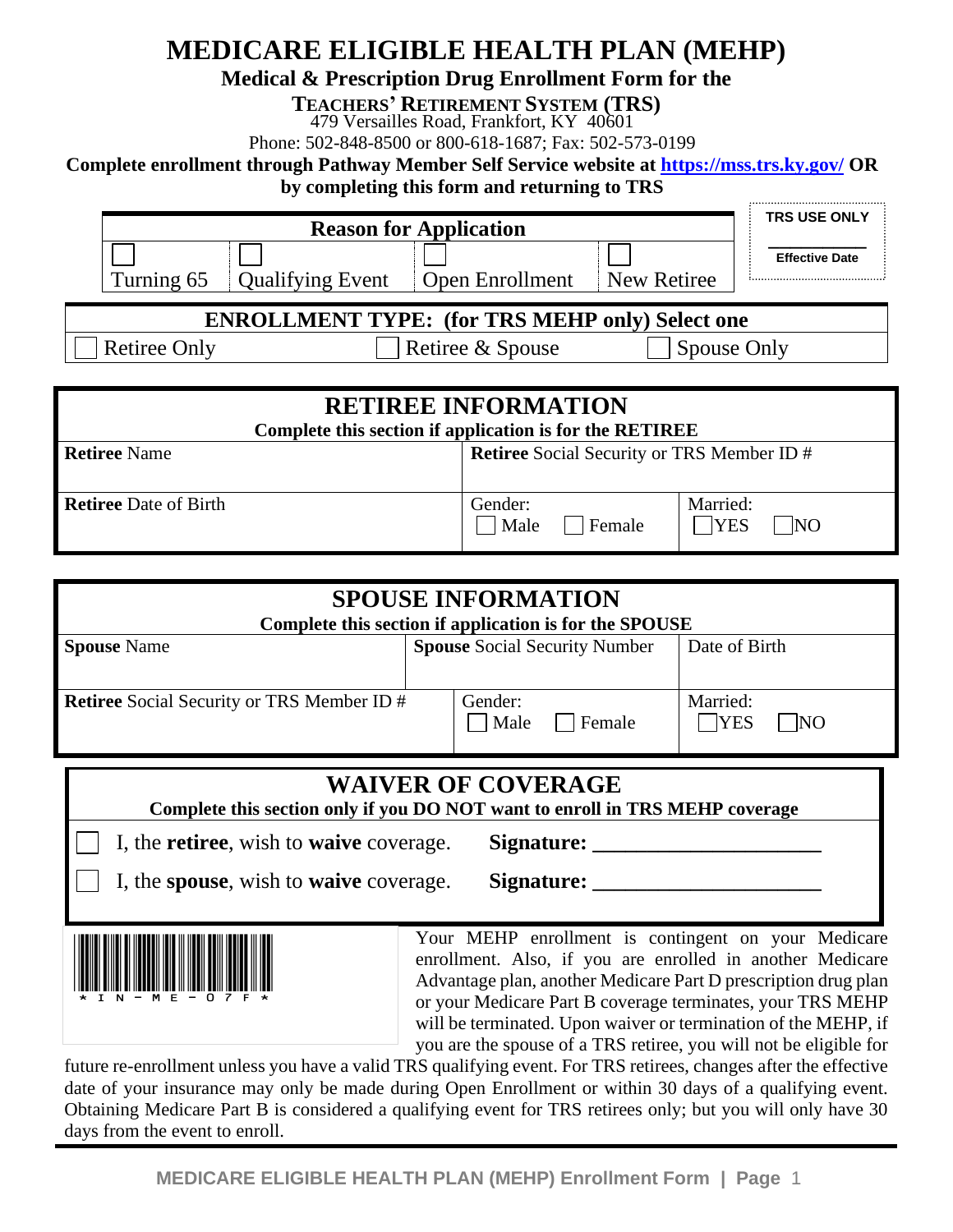# MEDICARE ELIGIBLE HEALTH PLAN (MEHP)

**Medical & Prescription Drug Enrollment Form for the**

**TEACHERS' RETIREMENT SYSTEM (TRS)**

479 Versailles Road, Frankfort, KY 40601

Phone: 502-848-8500 or 800-618-1687; Fax: 502-573-0199

**Complete enrollment through Pathway Member Self Service website at https://mss.trs.ky.gov/ OR by completing this form and returning to TRS**

| TRS USE ONLY |
| --- |
| ______ Effective Date |

| Reason for Application | | | |
| --- | --- | --- | --- |
| ☐ Turning 65 | ☐ Qualifying Event | ☐ Open Enrollment | ☐ New Retiree |

| ENROLLMENT TYPE: (for TRS MEHP only) Select one | | |
| --- | --- | --- |
| ☐ Retiree Only | ☐ Retiree & Spouse | ☐ Spouse Only |

## RETIREE INFORMATION

**Complete this section if application is for the RETIREE**

| **Retiree** Name | **Retiree** Social Security or TRS Member ID # | |
| --- | --- | --- |
| **Retiree** Date of Birth | Gender: ☐ Male ☐ Female | Married: ☐ YES ☐ NO |

## SPOUSE INFORMATION

**Complete this section if application is for the SPOUSE**

| **Spouse** Name | **Spouse** Social Security Number | Date of Birth |
| --- | --- | --- |
| **Retiree** Social Security or TRS Member ID # | Gender: ☐ Male ☐ Female | Married: ☐ YES ☐ NO |

## WAIVER OF COVERAGE

**Complete this section only if you DO NOT want to enroll in TRS MEHP coverage**

☐ I, the **retiree**, wish to **waive** coverage. **Signature: ____________________**

☐ I, the **spouse**, wish to **waive** coverage. **Signature: ____________________**

\* I N - M E - 0 7 F \*

Your MEHP enrollment is contingent on your Medicare enrollment. Also, if you are enrolled in another Medicare Advantage plan, another Medicare Part D prescription drug plan or your Medicare Part B coverage terminates, your TRS MEHP will be terminated. Upon waiver or termination of the MEHP, if you are the spouse of a TRS retiree, you will not be eligible for future re-enrollment unless you have a valid TRS qualifying event. For TRS retirees, changes after the effective date of your insurance may only be made during Open Enrollment or within 30 days of a qualifying event. Obtaining Medicare Part B is considered a qualifying event for TRS retirees only; but you will only have 30 days from the event to enroll.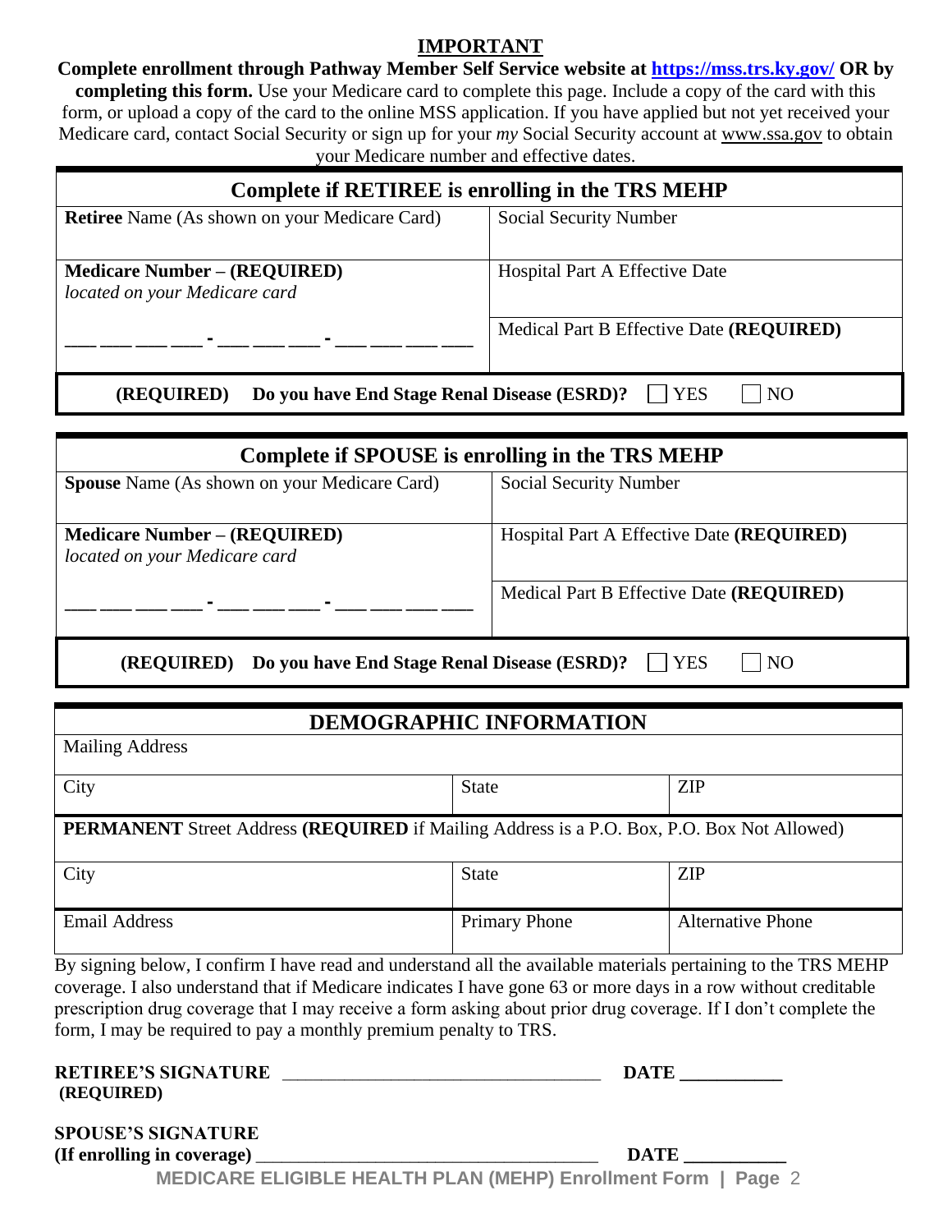## IMPORTANT

**Complete enrollment through Pathway Member Self Service website at https://mss.trs.ky.gov/ OR by completing this form.** Use your Medicare card to complete this page. Include a copy of the card with this form, or upload a copy of the card to the online MSS application. If you have applied but not yet received your Medicare card, contact Social Security or sign up for your *my* Social Security account at www.ssa.gov to obtain your Medicare number and effective dates.

### Complete if RETIREE is enrolling in the TRS MEHP

| | |
|---|---|
| **Retiree** Name (As shown on your Medicare Card) | Social Security Number |
| **Medicare Number – (REQUIRED)** *located on your Medicare card* ___ ___ ___ ___ - ___ ___ ___ - ___ ___ ___ ___ | Hospital Part A Effective Date |
| | Medical Part B Effective Date **(REQUIRED)** |

**(REQUIRED) Do you have End Stage Renal Disease (ESRD)?** ☐ YES ☐ NO

### Complete if SPOUSE is enrolling in the TRS MEHP

| | |
|---|---|
| **Spouse** Name (As shown on your Medicare Card) | Social Security Number |
| **Medicare Number – (REQUIRED)** *located on your Medicare card* ___ ___ ___ ___ - ___ ___ ___ - ___ ___ ___ ___ | Hospital Part A Effective Date **(REQUIRED)** |
| | Medical Part B Effective Date **(REQUIRED)** |

**(REQUIRED) Do you have End Stage Renal Disease (ESRD)?** ☐ YES ☐ NO

### DEMOGRAPHIC INFORMATION

| | | |
|---|---|---|
| Mailing Address | | |
| City | State | ZIP |
| **PERMANENT** Street Address **(REQUIRED** if Mailing Address is a P.O. Box, P.O. Box Not Allowed) | | |
| City | State | ZIP |
| Email Address | Primary Phone | Alternative Phone |

By signing below, I confirm I have read and understand all the available materials pertaining to the TRS MEHP coverage. I also understand that if Medicare indicates I have gone 63 or more days in a row without creditable prescription drug coverage that I may receive a form asking about prior drug coverage. If I don't complete the form, I may be required to pay a monthly premium penalty to TRS.

**RETIREE'S SIGNATURE (REQUIRED)** ___________________________________ **DATE** ___________

**SPOUSE'S SIGNATURE (If enrolling in coverage)** ___________________________________ **DATE** ___________